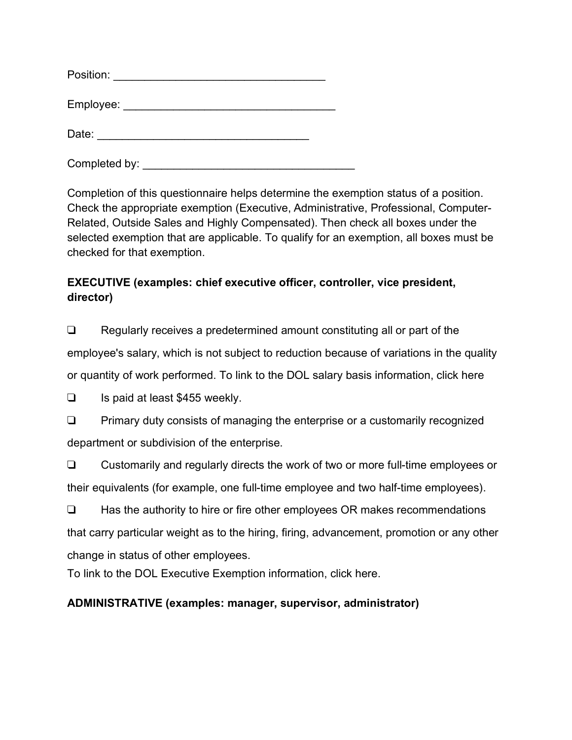Position: ___________________________________

Employee: ___________________________________

Date: ___________________________________

Completed by: ___________________________________

Completion of this questionnaire helps determine the exemption status of a position. Check the appropriate exemption (Executive, Administrative, Professional, Computer-Related, Outside Sales and Highly Compensated). Then check all boxes under the selected exemption that are applicable. To qualify for an exemption, all boxes must be checked for that exemption.

**EXECUTIVE (examples: chief executive officer, controller, vice president, director)**

- ❑ Regularly receives a predetermined amount constituting all or part of the employee's salary, which is not subject to reduction because of variations in the quality or quantity of work performed. To link to the DOL salary basis information, click here
- ❑ Is paid at least $455 weekly.
- ❑ Primary duty consists of managing the enterprise or a customarily recognized department or subdivision of the enterprise.
- ❑ Customarily and regularly directs the work of two or more full-time employees or their equivalents (for example, one full-time employee and two half-time employees).
- ❑ Has the authority to hire or fire other employees OR makes recommendations that carry particular weight as to the hiring, firing, advancement, promotion or any other change in status of other employees.

To link to the DOL Executive Exemption information, click here.

**ADMINISTRATIVE (examples: manager, supervisor, administrator)**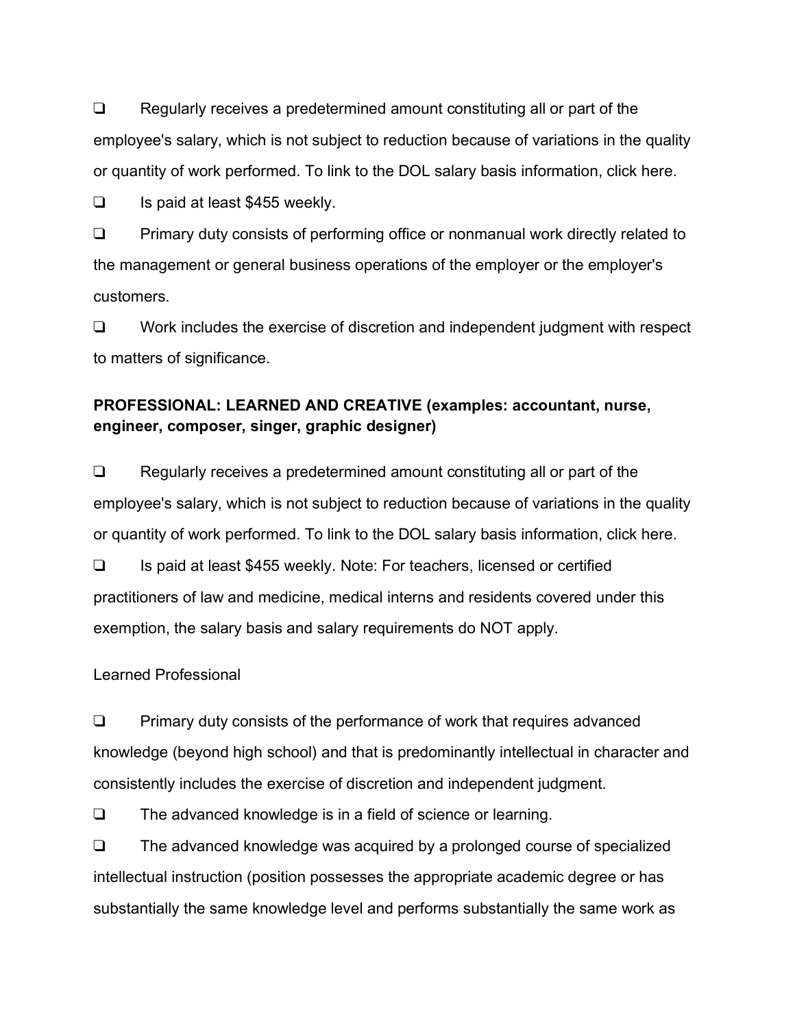❑ Regularly receives a predetermined amount constituting all or part of the employee's salary, which is not subject to reduction because of variations in the quality or quantity of work performed. To link to the DOL salary basis information, click here.

❑ Is paid at least $455 weekly.

❑ Primary duty consists of performing office or nonmanual work directly related to the management or general business operations of the employer or the employer's customers.

❑ Work includes the exercise of discretion and independent judgment with respect to matters of significance.

**PROFESSIONAL: LEARNED AND CREATIVE (examples: accountant, nurse, engineer, composer, singer, graphic designer)**

❑ Regularly receives a predetermined amount constituting all or part of the employee's salary, which is not subject to reduction because of variations in the quality or quantity of work performed. To link to the DOL salary basis information, click here.

❑ Is paid at least $455 weekly. Note: For teachers, licensed or certified practitioners of law and medicine, medical interns and residents covered under this exemption, the salary basis and salary requirements do NOT apply.

Learned Professional

❑ Primary duty consists of the performance of work that requires advanced knowledge (beyond high school) and that is predominantly intellectual in character and consistently includes the exercise of discretion and independent judgment.

❑ The advanced knowledge is in a field of science or learning.

❑ The advanced knowledge was acquired by a prolonged course of specialized intellectual instruction (position possesses the appropriate academic degree or has substantially the same knowledge level and performs substantially the same work as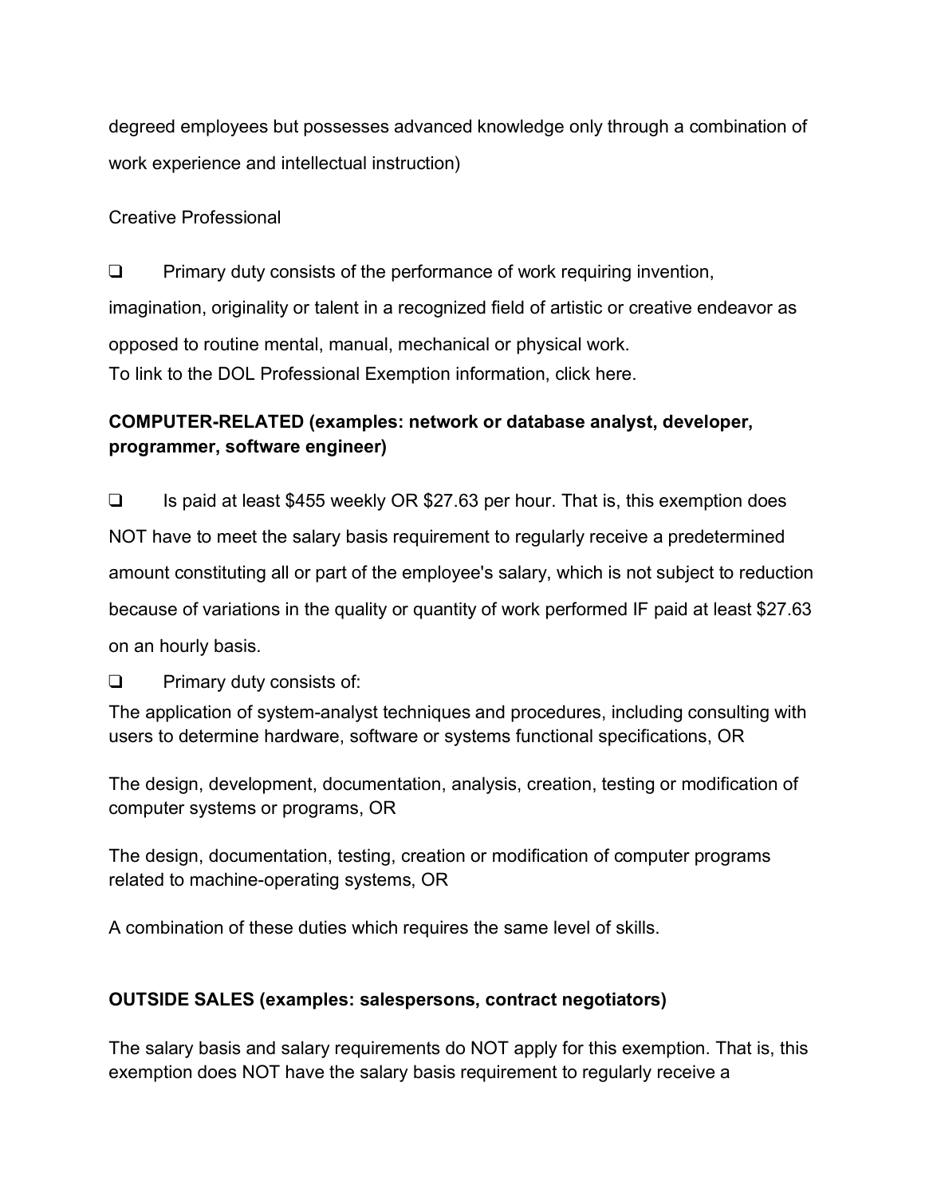degreed employees but possesses advanced knowledge only through a combination of work experience and intellectual instruction)

Creative Professional

❑ Primary duty consists of the performance of work requiring invention, imagination, originality or talent in a recognized field of artistic or creative endeavor as opposed to routine mental, manual, mechanical or physical work.
To link to the DOL Professional Exemption information, click here.

**COMPUTER-RELATED (examples: network or database analyst, developer, programmer, software engineer)**

❑ Is paid at least $455 weekly OR $27.63 per hour. That is, this exemption does NOT have to meet the salary basis requirement to regularly receive a predetermined amount constituting all or part of the employee's salary, which is not subject to reduction because of variations in the quality or quantity of work performed IF paid at least $27.63 on an hourly basis.

❑ Primary duty consists of:
The application of system-analyst techniques and procedures, including consulting with users to determine hardware, software or systems functional specifications, OR

The design, development, documentation, analysis, creation, testing or modification of computer systems or programs, OR

The design, documentation, testing, creation or modification of computer programs related to machine-operating systems, OR

A combination of these duties which requires the same level of skills.

**OUTSIDE SALES (examples: salespersons, contract negotiators)**

The salary basis and salary requirements do NOT apply for this exemption. That is, this exemption does NOT have the salary basis requirement to regularly receive a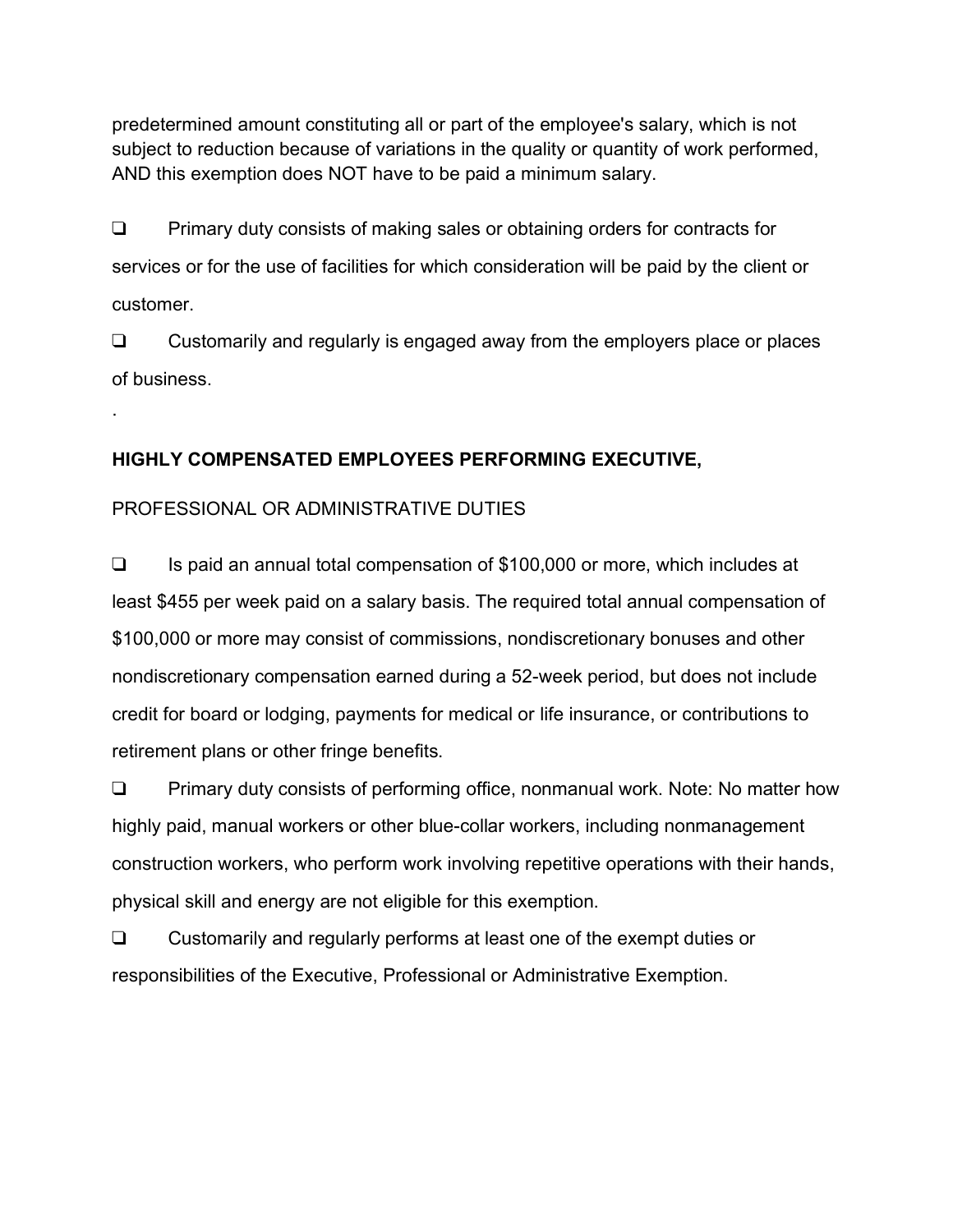predetermined amount constituting all or part of the employee's salary, which is not subject to reduction because of variations in the quality or quantity of work performed, AND this exemption does NOT have to be paid a minimum salary.

❑ Primary duty consists of making sales or obtaining orders for contracts for services or for the use of facilities for which consideration will be paid by the client or customer.

❑ Customarily and regularly is engaged away from the employers place or places of business.

.

**HIGHLY COMPENSATED EMPLOYEES PERFORMING EXECUTIVE,**

PROFESSIONAL OR ADMINISTRATIVE DUTIES

❑ Is paid an annual total compensation of $100,000 or more, which includes at least $455 per week paid on a salary basis. The required total annual compensation of $100,000 or more may consist of commissions, nondiscretionary bonuses and other nondiscretionary compensation earned during a 52-week period, but does not include credit for board or lodging, payments for medical or life insurance, or contributions to retirement plans or other fringe benefits.

❑ Primary duty consists of performing office, nonmanual work. Note: No matter how highly paid, manual workers or other blue-collar workers, including nonmanagement construction workers, who perform work involving repetitive operations with their hands, physical skill and energy are not eligible for this exemption.

❑ Customarily and regularly performs at least one of the exempt duties or responsibilities of the Executive, Professional or Administrative Exemption.